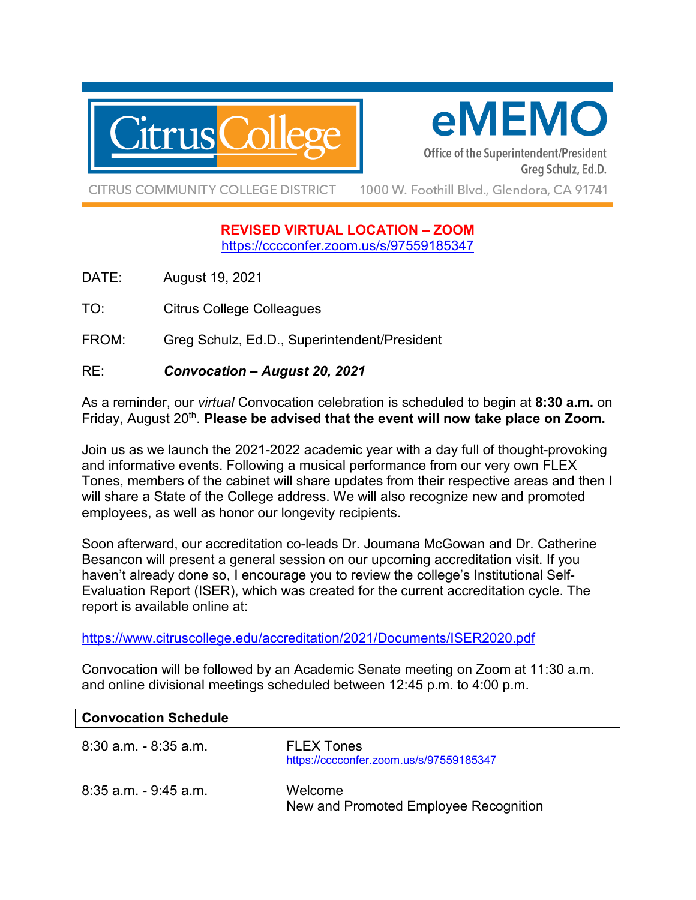Citrus College

# eMEMO

Office of the Superintendent/President
Greg Schulz, Ed.D.

CITRUS COMMUNITY COLLEGE DISTRICT 1000 W. Foothill Blvd., Glendora, CA 91741

**REVISED VIRTUAL LOCATION – ZOOM**
https://cccconfer.zoom.us/s/97559185347

DATE: August 19, 2021

TO: Citrus College Colleagues

FROM: Greg Schulz, Ed.D., Superintendent/President

RE: ***Convocation – August 20, 2021***

As a reminder, our *virtual* Convocation celebration is scheduled to begin at **8:30 a.m.** on Friday, August 20th. **Please be advised that the event will now take place on Zoom.**

Join us as we launch the 2021-2022 academic year with a day full of thought-provoking and informative events. Following a musical performance from our very own FLEX Tones, members of the cabinet will share updates from their respective areas and then I will share a State of the College address. We will also recognize new and promoted employees, as well as honor our longevity recipients.

Soon afterward, our accreditation co-leads Dr. Joumana McGowan and Dr. Catherine Besancon will present a general session on our upcoming accreditation visit. If you haven't already done so, I encourage you to review the college's Institutional Self-Evaluation Report (ISER), which was created for the current accreditation cycle. The report is available online at:

https://www.citruscollege.edu/accreditation/2021/Documents/ISER2020.pdf

Convocation will be followed by an Academic Senate meeting on Zoom at 11:30 a.m. and online divisional meetings scheduled between 12:45 p.m. to 4:00 p.m.

| **Convocation Schedule** | |
|---|---|
| 8:30 a.m. - 8:35 a.m. | FLEX Tones<br>https://cccconfer.zoom.us/s/97559185347 |
| 8:35 a.m. - 9:45 a.m. | Welcome<br>New and Promoted Employee Recognition |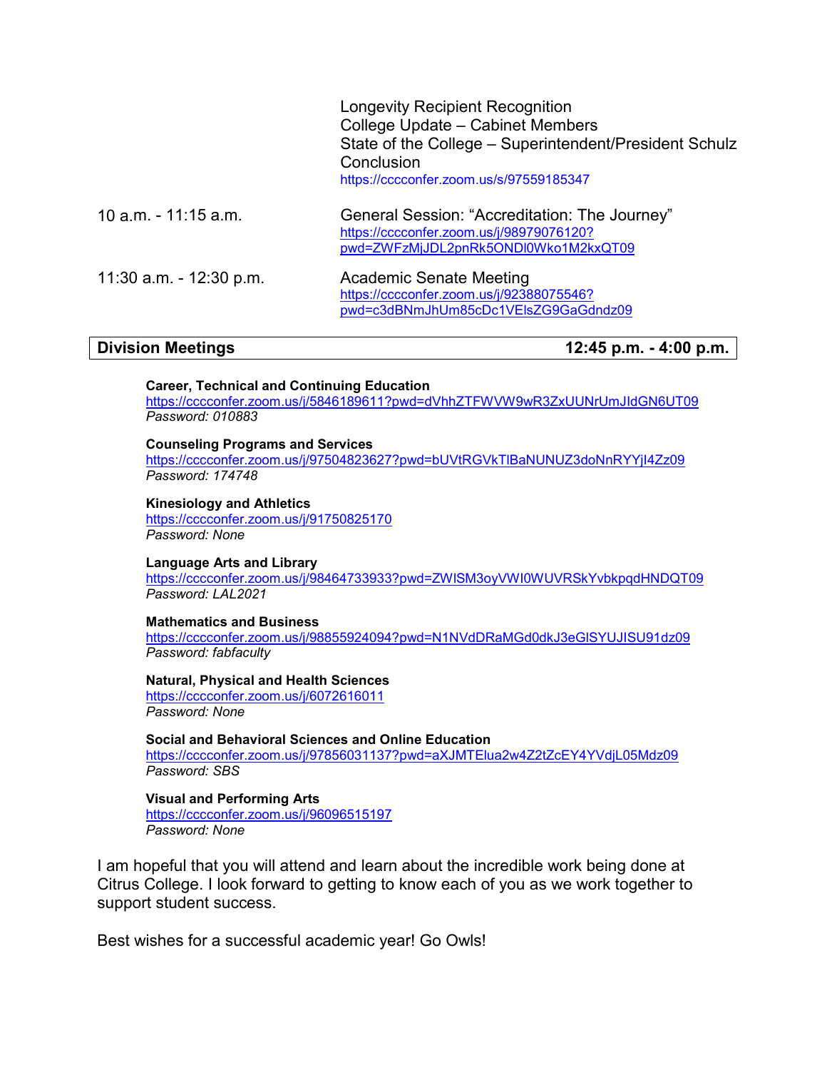| | |
|---|---|
| | Longevity Recipient Recognition<br>College Update – Cabinet Members<br>State of the College – Superintendent/President Schulz<br>Conclusion<br>https://cccconfer.zoom.us/s/97559185347 |
| 10 a.m. - 11:15 a.m. | General Session: "Accreditation: The Journey"<br>https://cccconfer.zoom.us/j/98979076120?pwd=ZWFzMjJDL2pnRk5ONDl0Wko1M2kxQT09 |
| 11:30 a.m. - 12:30 p.m. | Academic Senate Meeting<br>https://cccconfer.zoom.us/j/92388075546?pwd=c3dBNmJhUm85cDc1VElsZG9GaGdndz09 |

## Division Meetings 12:45 p.m. - 4:00 p.m.

**Career, Technical and Continuing Education**
https://cccconfer.zoom.us/j/5846189611?pwd=dVhhZTFWVW9wR3ZxUUNrUmJldGN6UT09
*Password: 010883*

**Counseling Programs and Services**
https://cccconfer.zoom.us/j/97504823627?pwd=bUVtRGVkTlBaNUNUZ3doNnRYYjl4Zz09
*Password: 174748*

**Kinesiology and Athletics**
https://cccconfer.zoom.us/j/91750825170
*Password: None*

**Language Arts and Library**
https://cccconfer.zoom.us/j/98464733933?pwd=ZWlSM3oyVWI0WUVRSkYvbkpqdHNDQT09
*Password: LAL2021*

**Mathematics and Business**
https://cccconfer.zoom.us/j/98855924094?pwd=N1NVdDRaMGd0dkJ3eGlSYUJISU91dz09
*Password: fabfaculty*

**Natural, Physical and Health Sciences**
https://cccconfer.zoom.us/j/6072616011
*Password: None*

**Social and Behavioral Sciences and Online Education**
https://cccconfer.zoom.us/j/97856031137?pwd=aXJMTElua2w4Z2tZcEY4YVdjL05Mdz09
*Password: SBS*

**Visual and Performing Arts**
https://cccconfer.zoom.us/j/96096515197
*Password: None*

I am hopeful that you will attend and learn about the incredible work being done at Citrus College. I look forward to getting to know each of you as we work together to support student success.

Best wishes for a successful academic year! Go Owls!